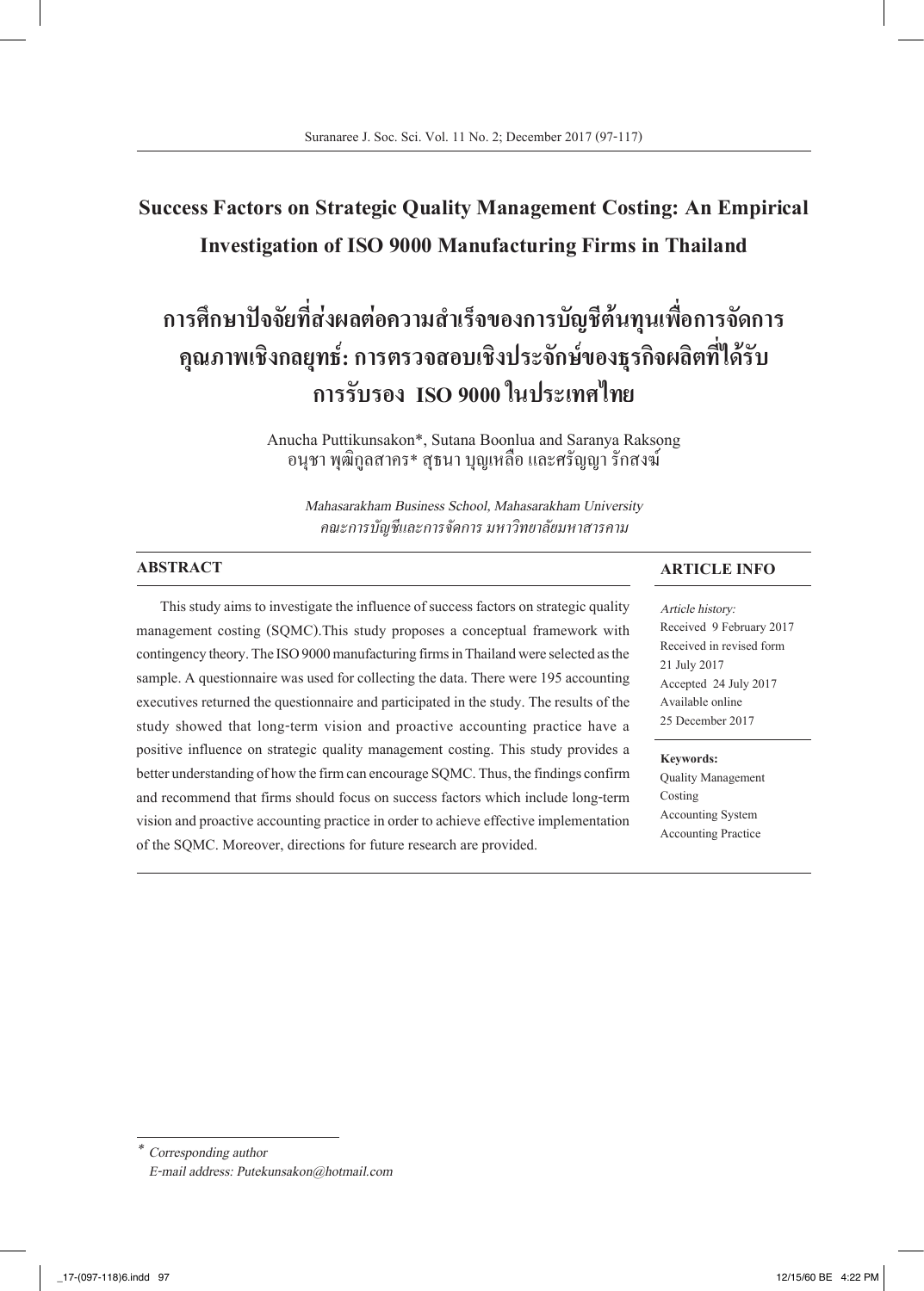# Success Factors on Strategic Quality Management Costing: An Empirical Investigation of ISO 9000 Manufacturing Firms in Thailand

# การศึกษาปัจจัยที่ส่งผลต่อความสำเร็จของการบัญชีต้นทุนเพื่อการจัดการคุณภาพเชิงกลยุทธ์: การตรวจสอบเชิงประจักษ์ของธุรกิจผลิตที่ได้รับการรับรอง ISO 9000 ในประเทศไทย

Anucha Puttikunsakon*, Sutana Boonlua and Saranya Raksong
อนุชา พุฒิกูลสาคร* สุธนา บุญเหลือ และศรัญญา รักสงฆ์

*Mahasarakham Business School, Mahasarakham University*
*คณะการบัญชีและการจัดการ มหาวิทยาลัยมหาสารคาม*

## ABSTRACT

This study aims to investigate the influence of success factors on strategic quality management costing (SQMC).This study proposes a conceptual framework with contingency theory. The ISO 9000 manufacturing firms in Thailand were selected as the sample. A questionnaire was used for collecting the data. There were 195 accounting executives returned the questionnaire and participated in the study. The results of the study showed that long-term vision and proactive accounting practice have a positive influence on strategic quality management costing. This study provides a better understanding of how the firm can encourage SQMC. Thus, the findings confirm and recommend that firms should focus on success factors which include long-term vision and proactive accounting practice in order to achieve effective implementation of the SQMC. Moreover, directions for future research are provided.

## ARTICLE INFO

*Article history:*
Received 9 February 2017
Received in revised form 21 July 2017
Accepted 24 July 2017
Available online 25 December 2017

**Keywords:**
Quality Management Costing
Accounting System
Accounting Practice

---

\* *Corresponding author*
*E-mail address: Putekunsakon@hotmail.com*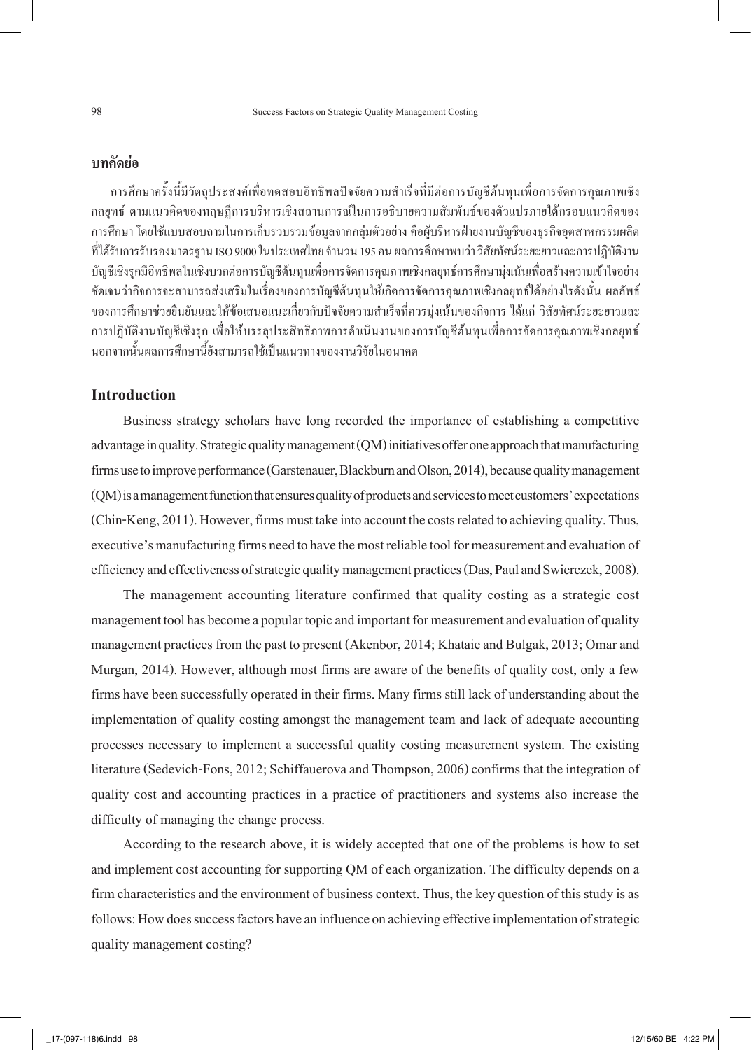## บทคัดย่อ

การศึกษาครั้งนี้มีวัตถุประสงค์เพื่อทดสอบอิทธิพลปัจจัยความสำเร็จที่มีต่อการบัญชีต้นทุนเพื่อการจัดการคุณภาพเชิงกลยุทธ์ ตามแนวคิดของทฤษฎีการบริหารเชิงสถานการณ์ในการอธิบายความสัมพันธ์ของตัวแปรภายใต้กรอบแนวคิดของการศึกษา โดยใช้แบบสอบถามในการเก็บรวบรวมข้อมูลจากกลุ่มตัวอย่าง คือผู้บริหารฝ่ายงานบัญชีของธุรกิจอุตสาหกรรมผลิตที่ได้รับการรับรองมาตรฐาน ISO 9000 ในประเทศไทย จำนวน 195 คน ผลการศึกษาพบว่า วิสัยทัศน์ระยะยาวและการปฏิบัติงานบัญชีเชิงรุกมีอิทธิพลในเชิงบวกต่อการบัญชีต้นทุนเพื่อการจัดการคุณภาพเชิงกลยุทธ์การศึกษามุ่งเน้นเพื่อสร้างความเข้าใจอย่างชัดเจนว่ากิจการจะสามารถส่งเสริมในเรื่องของการบัญชีต้นทุนให้เกิดการจัดการคุณภาพเชิงกลยุทธ์ได้อย่างไรดังนั้น ผลลัพธ์ของการศึกษาช่วยยืนยันและให้ข้อเสนอแนะเกี่ยวกับปัจจัยความสำเร็จที่ควรมุ่งเน้นของกิจการ ได้แก่ วิสัยทัศน์ระยะยาวและการปฏิบัติงานบัญชีเชิงรุก เพื่อให้บรรลุประสิทธิภาพการดำเนินงานของการบัญชีต้นทุนเพื่อการจัดการคุณภาพเชิงกลยุทธ์ นอกจากนั้นผลการศึกษานี้ยังสามารถใช้เป็นแนวทางของงานวิจัยในอนาคต

## Introduction

Business strategy scholars have long recorded the importance of establishing a competitive advantage in quality. Strategic quality management (QM) initiatives offer one approach that manufacturing firms use to improve performance (Garstenauer, Blackburn and Olson, 2014), because quality management (QM) is a management function that ensures quality of products and services to meet customers' expectations (Chin-Keng, 2011). However, firms must take into account the costs related to achieving quality. Thus, executive's manufacturing firms need to have the most reliable tool for measurement and evaluation of efficiency and effectiveness of strategic quality management practices (Das, Paul and Swierczek, 2008).

The management accounting literature confirmed that quality costing as a strategic cost management tool has become a popular topic and important for measurement and evaluation of quality management practices from the past to present (Akenbor, 2014; Khataie and Bulgak, 2013; Omar and Murgan, 2014). However, although most firms are aware of the benefits of quality cost, only a few firms have been successfully operated in their firms. Many firms still lack of understanding about the implementation of quality costing amongst the management team and lack of adequate accounting processes necessary to implement a successful quality costing measurement system. The existing literature (Sedevich-Fons, 2012; Schiffauerova and Thompson, 2006) confirms that the integration of quality cost and accounting practices in a practice of practitioners and systems also increase the difficulty of managing the change process.

According to the research above, it is widely accepted that one of the problems is how to set and implement cost accounting for supporting QM of each organization. The difficulty depends on a firm characteristics and the environment of business context. Thus, the key question of this study is as follows: How does success factors have an influence on achieving effective implementation of strategic quality management costing?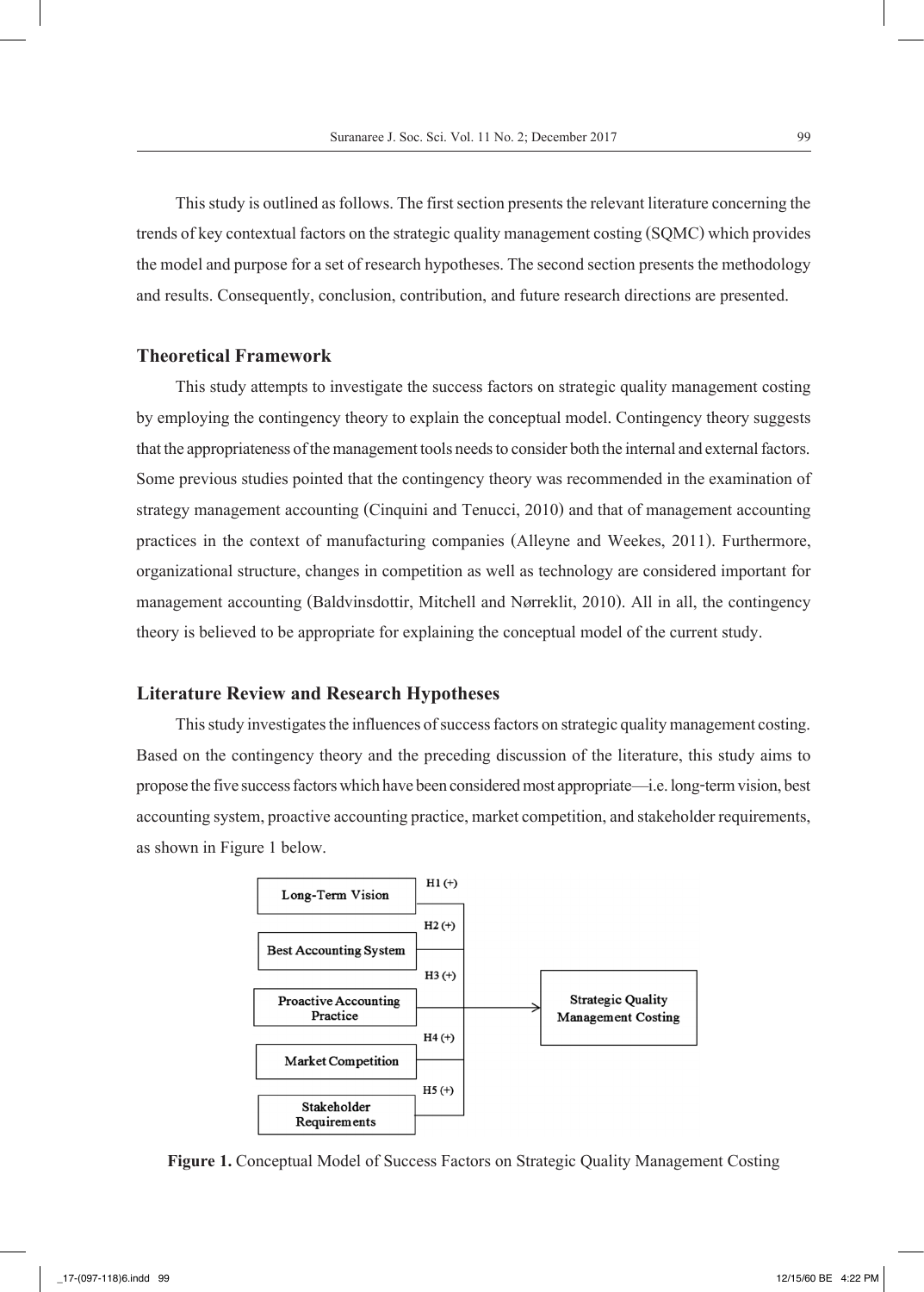This study is outlined as follows. The first section presents the relevant literature concerning the trends of key contextual factors on the strategic quality management costing (SQMC) which provides the model and purpose for a set of research hypotheses. The second section presents the methodology and results. Consequently, conclusion, contribution, and future research directions are presented.

## Theoretical Framework

This study attempts to investigate the success factors on strategic quality management costing by employing the contingency theory to explain the conceptual model. Contingency theory suggests that the appropriateness of the management tools needs to consider both the internal and external factors. Some previous studies pointed that the contingency theory was recommended in the examination of strategy management accounting (Cinquini and Tenucci, 2010) and that of management accounting practices in the context of manufacturing companies (Alleyne and Weekes, 2011). Furthermore, organizational structure, changes in competition as well as technology are considered important for management accounting (Baldvinsdottir, Mitchell and Nørreklit, 2010). All in all, the contingency theory is believed to be appropriate for explaining the conceptual model of the current study.

## Literature Review and Research Hypotheses

This study investigates the influences of success factors on strategic quality management costing. Based on the contingency theory and the preceding discussion of the literature, this study aims to propose the five success factors which have been considered most appropriate—i.e. long-term vision, best accounting system, proactive accounting practice, market competition, and stakeholder requirements, as shown in Figure 1 below.

Long-Term Vision — H1 (+)
Best Accounting System — H2 (+)
Proactive Accounting Practice — H3 (+)
Market Competition — H4 (+)
Stakeholder Requirements — H5 (+)
→ Strategic Quality Management Costing

**Figure 1.** Conceptual Model of Success Factors on Strategic Quality Management Costing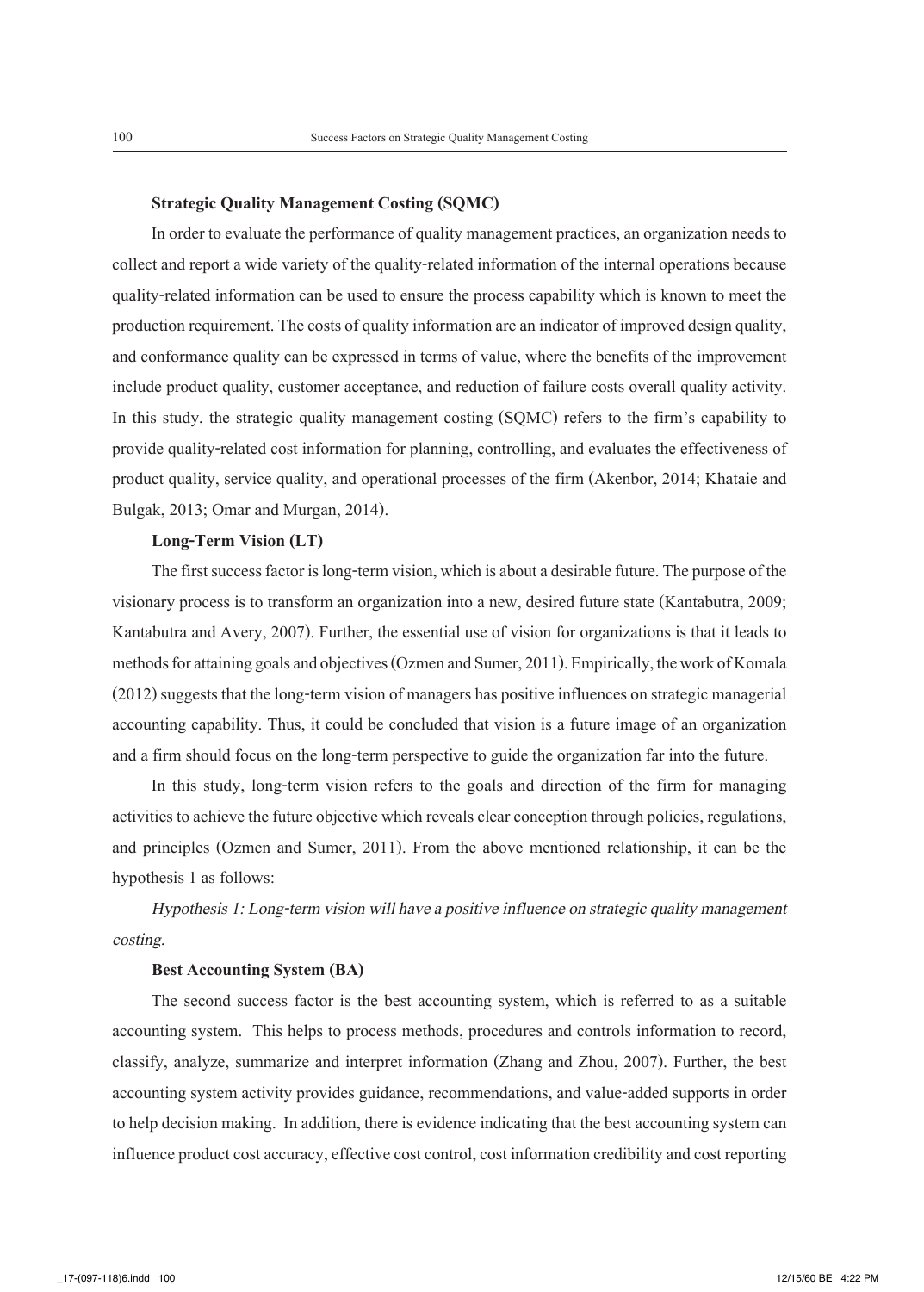**Strategic Quality Management Costing (SQMC)**

In order to evaluate the performance of quality management practices, an organization needs to collect and report a wide variety of the quality-related information of the internal operations because quality-related information can be used to ensure the process capability which is known to meet the production requirement. The costs of quality information are an indicator of improved design quality, and conformance quality can be expressed in terms of value, where the benefits of the improvement include product quality, customer acceptance, and reduction of failure costs overall quality activity. In this study, the strategic quality management costing (SQMC) refers to the firm's capability to provide quality-related cost information for planning, controlling, and evaluates the effectiveness of product quality, service quality, and operational processes of the firm (Akenbor, 2014; Khataie and Bulgak, 2013; Omar and Murgan, 2014).

**Long-Term Vision (LT)**

The first success factor is long-term vision, which is about a desirable future. The purpose of the visionary process is to transform an organization into a new, desired future state (Kantabutra, 2009; Kantabutra and Avery, 2007). Further, the essential use of vision for organizations is that it leads to methods for attaining goals and objectives (Ozmen and Sumer, 2011). Empirically, the work of Komala (2012) suggests that the long-term vision of managers has positive influences on strategic managerial accounting capability. Thus, it could be concluded that vision is a future image of an organization and a firm should focus on the long-term perspective to guide the organization far into the future.

In this study, long-term vision refers to the goals and direction of the firm for managing activities to achieve the future objective which reveals clear conception through policies, regulations, and principles (Ozmen and Sumer, 2011). From the above mentioned relationship, it can be the hypothesis 1 as follows:

*Hypothesis 1: Long-term vision will have a positive influence on strategic quality management costing.*

**Best Accounting System (BA)**

The second success factor is the best accounting system, which is referred to as a suitable accounting system. This helps to process methods, procedures and controls information to record, classify, analyze, summarize and interpret information (Zhang and Zhou, 2007). Further, the best accounting system activity provides guidance, recommendations, and value-added supports in order to help decision making. In addition, there is evidence indicating that the best accounting system can influence product cost accuracy, effective cost control, cost information credibility and cost reporting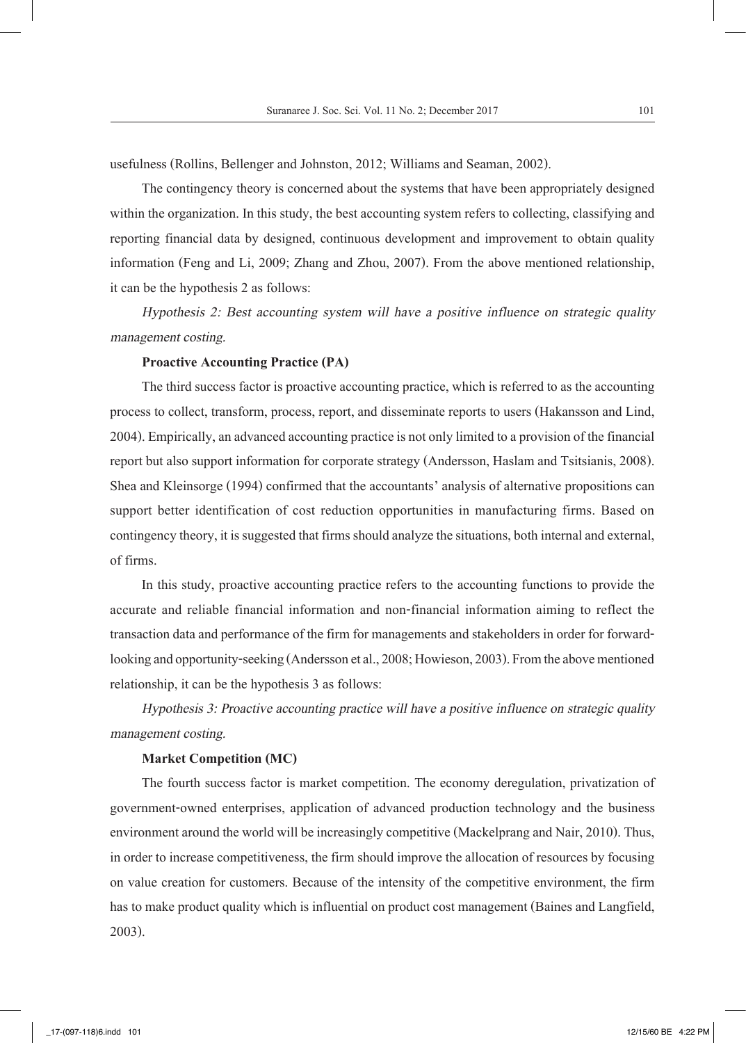usefulness (Rollins, Bellenger and Johnston, 2012; Williams and Seaman, 2002).

The contingency theory is concerned about the systems that have been appropriately designed within the organization. In this study, the best accounting system refers to collecting, classifying and reporting financial data by designed, continuous development and improvement to obtain quality information (Feng and Li, 2009; Zhang and Zhou, 2007). From the above mentioned relationship, it can be the hypothesis 2 as follows:

*Hypothesis 2: Best accounting system will have a positive influence on strategic quality management costing.*

**Proactive Accounting Practice (PA)**

The third success factor is proactive accounting practice, which is referred to as the accounting process to collect, transform, process, report, and disseminate reports to users (Hakansson and Lind, 2004). Empirically, an advanced accounting practice is not only limited to a provision of the financial report but also support information for corporate strategy (Andersson, Haslam and Tsitsianis, 2008). Shea and Kleinsorge (1994) confirmed that the accountants' analysis of alternative propositions can support better identification of cost reduction opportunities in manufacturing firms. Based on contingency theory, it is suggested that firms should analyze the situations, both internal and external, of firms.

In this study, proactive accounting practice refers to the accounting functions to provide the accurate and reliable financial information and non-financial information aiming to reflect the transaction data and performance of the firm for managements and stakeholders in order for forward-looking and opportunity-seeking (Andersson et al., 2008; Howieson, 2003). From the above mentioned relationship, it can be the hypothesis 3 as follows:

*Hypothesis 3: Proactive accounting practice will have a positive influence on strategic quality management costing.*

**Market Competition (MC)**

The fourth success factor is market competition. The economy deregulation, privatization of government-owned enterprises, application of advanced production technology and the business environment around the world will be increasingly competitive (Mackelprang and Nair, 2010). Thus, in order to increase competitiveness, the firm should improve the allocation of resources by focusing on value creation for customers. Because of the intensity of the competitive environment, the firm has to make product quality which is influential on product cost management (Baines and Langfield, 2003).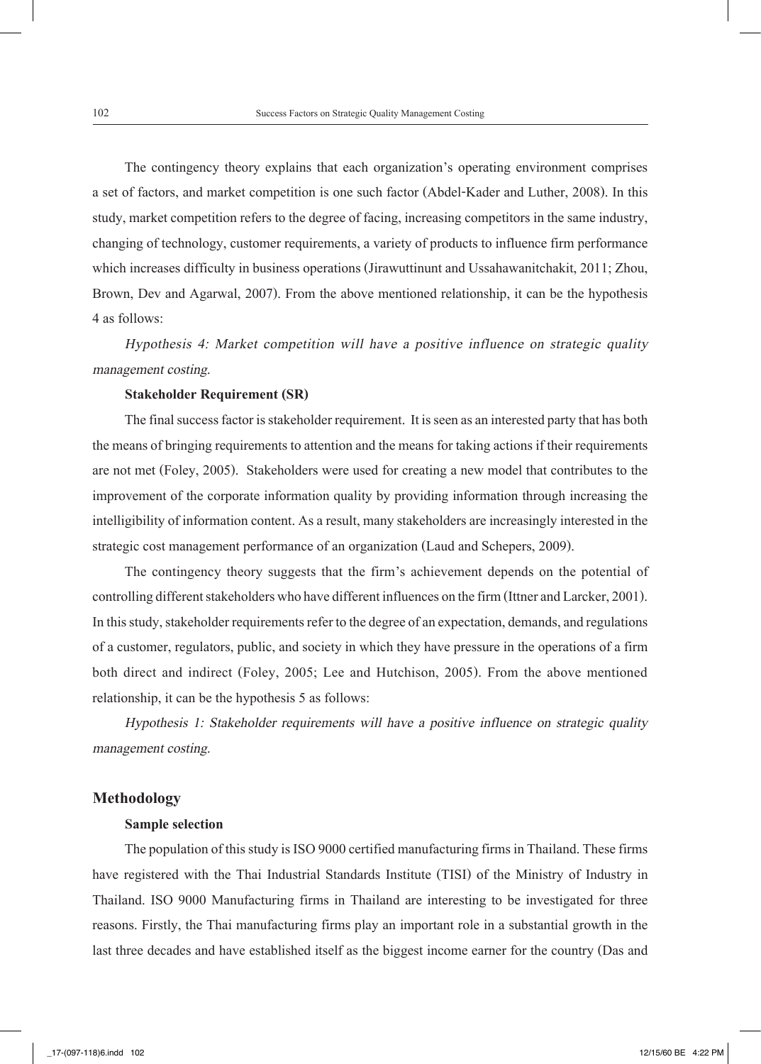The contingency theory explains that each organization's operating environment comprises a set of factors, and market competition is one such factor (Abdel-Kader and Luther, 2008). In this study, market competition refers to the degree of facing, increasing competitors in the same industry, changing of technology, customer requirements, a variety of products to influence firm performance which increases difficulty in business operations (Jirawuttinunt and Ussahawanitchakit, 2011; Zhou, Brown, Dev and Agarwal, 2007). From the above mentioned relationship, it can be the hypothesis 4 as follows:

*Hypothesis 4: Market competition will have a positive influence on strategic quality management costing.*

### Stakeholder Requirement (SR)

The final success factor is stakeholder requirement. It is seen as an interested party that has both the means of bringing requirements to attention and the means for taking actions if their requirements are not met (Foley, 2005). Stakeholders were used for creating a new model that contributes to the improvement of the corporate information quality by providing information through increasing the intelligibility of information content. As a result, many stakeholders are increasingly interested in the strategic cost management performance of an organization (Laud and Schepers, 2009).

The contingency theory suggests that the firm's achievement depends on the potential of controlling different stakeholders who have different influences on the firm (Ittner and Larcker, 2001). In this study, stakeholder requirements refer to the degree of an expectation, demands, and regulations of a customer, regulators, public, and society in which they have pressure in the operations of a firm both direct and indirect (Foley, 2005; Lee and Hutchison, 2005). From the above mentioned relationship, it can be the hypothesis 5 as follows:

*Hypothesis 1: Stakeholder requirements will have a positive influence on strategic quality management costing.*

## Methodology

### Sample selection

The population of this study is ISO 9000 certified manufacturing firms in Thailand. These firms have registered with the Thai Industrial Standards Institute (TISI) of the Ministry of Industry in Thailand. ISO 9000 Manufacturing firms in Thailand are interesting to be investigated for three reasons. Firstly, the Thai manufacturing firms play an important role in a substantial growth in the last three decades and have established itself as the biggest income earner for the country (Das and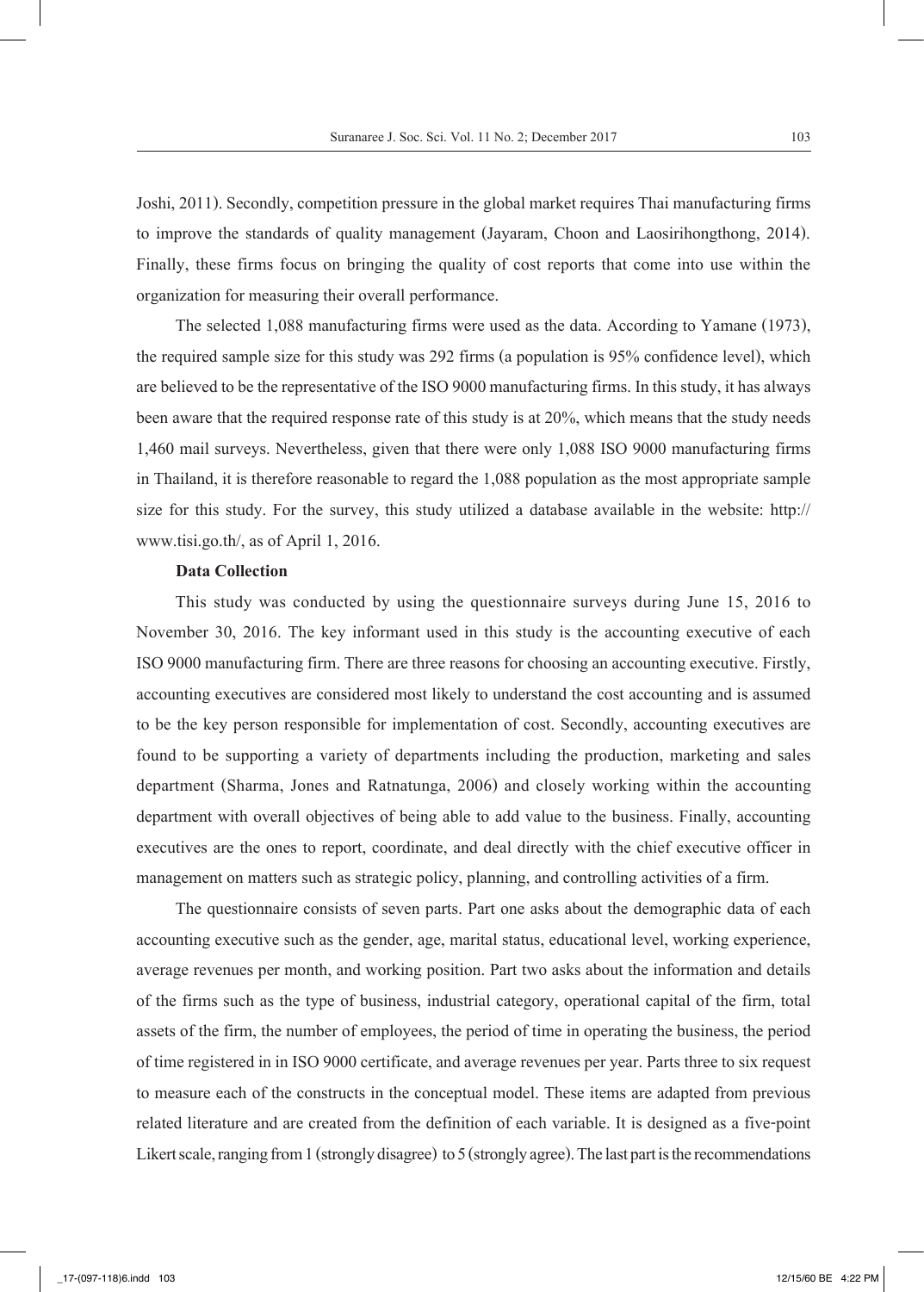Joshi, 2011). Secondly, competition pressure in the global market requires Thai manufacturing firms to improve the standards of quality management (Jayaram, Choon and Laosirihongthong, 2014). Finally, these firms focus on bringing the quality of cost reports that come into use within the organization for measuring their overall performance.

The selected 1,088 manufacturing firms were used as the data. According to Yamane (1973), the required sample size for this study was 292 firms (a population is 95% confidence level), which are believed to be the representative of the ISO 9000 manufacturing firms. In this study, it has always been aware that the required response rate of this study is at 20%, which means that the study needs 1,460 mail surveys. Nevertheless, given that there were only 1,088 ISO 9000 manufacturing firms in Thailand, it is therefore reasonable to regard the 1,088 population as the most appropriate sample size for this study. For the survey, this study utilized a database available in the website: http://www.tisi.go.th/, as of April 1, 2016.

**Data Collection**

This study was conducted by using the questionnaire surveys during June 15, 2016 to November 30, 2016. The key informant used in this study is the accounting executive of each ISO 9000 manufacturing firm. There are three reasons for choosing an accounting executive. Firstly, accounting executives are considered most likely to understand the cost accounting and is assumed to be the key person responsible for implementation of cost. Secondly, accounting executives are found to be supporting a variety of departments including the production, marketing and sales department (Sharma, Jones and Ratnatunga, 2006) and closely working within the accounting department with overall objectives of being able to add value to the business. Finally, accounting executives are the ones to report, coordinate, and deal directly with the chief executive officer in management on matters such as strategic policy, planning, and controlling activities of a firm.

The questionnaire consists of seven parts. Part one asks about the demographic data of each accounting executive such as the gender, age, marital status, educational level, working experience, average revenues per month, and working position. Part two asks about the information and details of the firms such as the type of business, industrial category, operational capital of the firm, total assets of the firm, the number of employees, the period of time in operating the business, the period of time registered in in ISO 9000 certificate, and average revenues per year. Parts three to six request to measure each of the constructs in the conceptual model. These items are adapted from previous related literature and are created from the definition of each variable. It is designed as a five-point Likert scale, ranging from 1 (strongly disagree) to 5 (strongly agree). The last part is the recommendations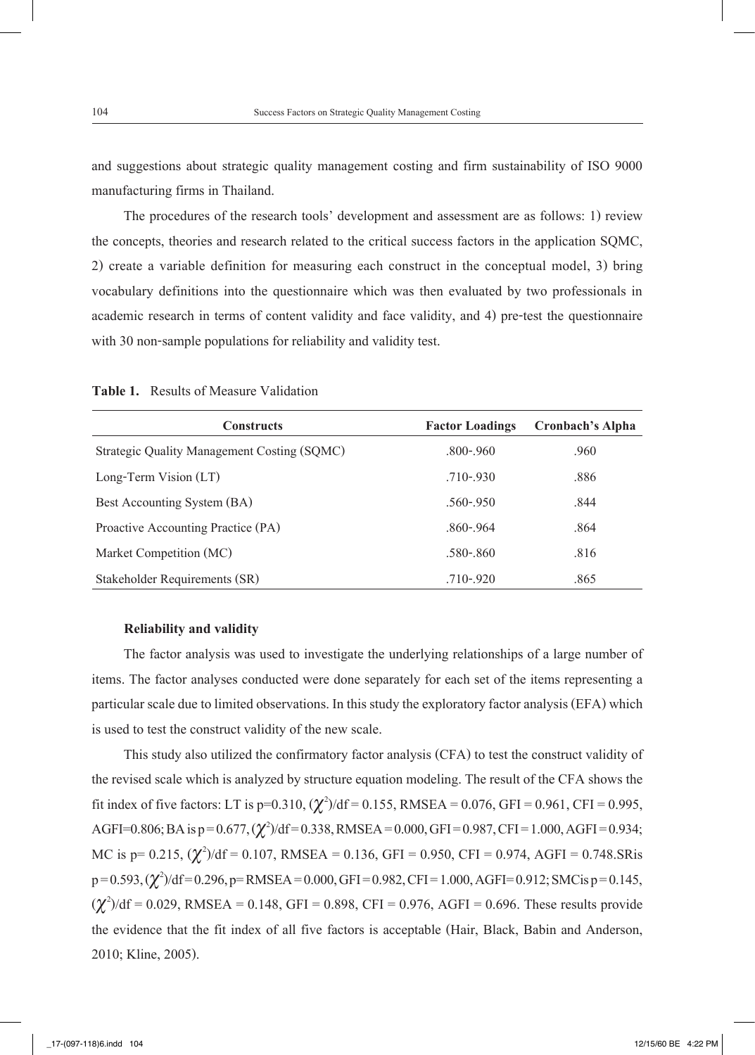and suggestions about strategic quality management costing and firm sustainability of ISO 9000 manufacturing firms in Thailand.

The procedures of the research tools' development and assessment are as follows: 1) review the concepts, theories and research related to the critical success factors in the application SQMC, 2) create a variable definition for measuring each construct in the conceptual model, 3) bring vocabulary definitions into the questionnaire which was then evaluated by two professionals in academic research in terms of content validity and face validity, and 4) pre-test the questionnaire with 30 non-sample populations for reliability and validity test.

**Table 1.** Results of Measure Validation

| Constructs | Factor Loadings | Cronbach's Alpha |
|---|---|---|
| Strategic Quality Management Costing (SQMC) | .800-.960 | .960 |
| Long-Term Vision (LT) | .710-.930 | .886 |
| Best Accounting System (BA) | .560-.950 | .844 |
| Proactive Accounting Practice (PA) | .860-.964 | .864 |
| Market Competition (MC) | .580-.860 | .816 |
| Stakeholder Requirements (SR) | .710-.920 | .865 |

**Reliability and validity**

The factor analysis was used to investigate the underlying relationships of a large number of items. The factor analyses conducted were done separately for each set of the items representing a particular scale due to limited observations. In this study the exploratory factor analysis (EFA) which is used to test the construct validity of the new scale.

This study also utilized the confirmatory factor analysis (CFA) to test the construct validity of the revised scale which is analyzed by structure equation modeling. The result of the CFA shows the fit index of five factors: LT is p=0.310, $(\chi^2)$/df = 0.155, RMSEA = 0.076, GFI = 0.961, CFI = 0.995, AGFI=0.806; BA is p = 0.677, $(\chi^2)$/df = 0.338, RMSEA = 0.000, GFI = 0.987, CFI = 1.000, AGFI = 0.934; MC is p= 0.215, $(\chi^2)$/df = 0.107, RMSEA = 0.136, GFI = 0.950, CFI = 0.974, AGFI = 0.748.SRis p = 0.593, $(\chi^2)$/df = 0.296, p= RMSEA = 0.000, GFI = 0.982, CFI = 1.000, AGFI= 0.912; SMCis p = 0.145, $(\chi^2)$/df = 0.029, RMSEA = 0.148, GFI = 0.898, CFI = 0.976, AGFI = 0.696. These results provide the evidence that the fit index of all five factors is acceptable (Hair, Black, Babin and Anderson, 2010; Kline, 2005).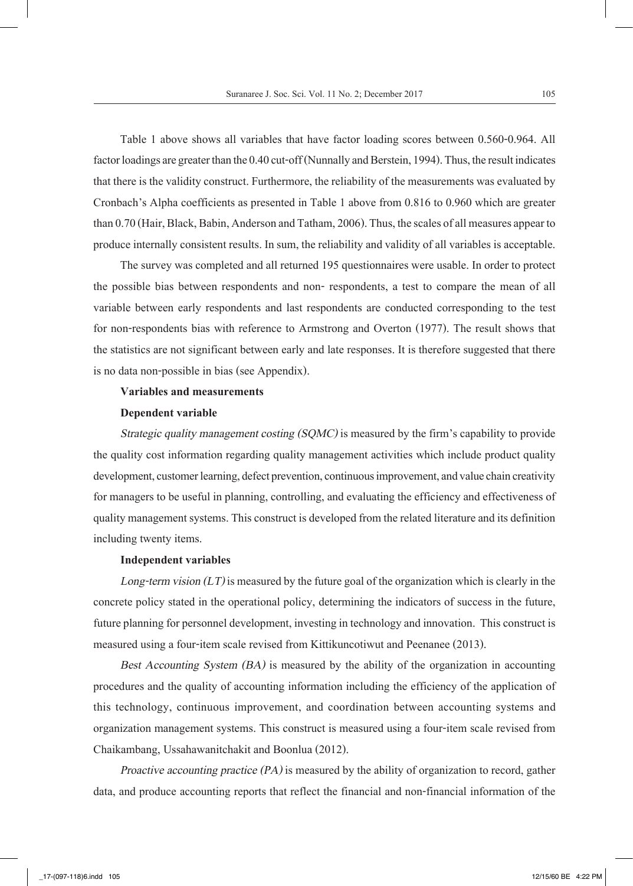Table 1 above shows all variables that have factor loading scores between 0.560-0.964. All factor loadings are greater than the 0.40 cut-off (Nunnally and Berstein, 1994). Thus, the result indicates that there is the validity construct. Furthermore, the reliability of the measurements was evaluated by Cronbach's Alpha coefficients as presented in Table 1 above from 0.816 to 0.960 which are greater than 0.70 (Hair, Black, Babin, Anderson and Tatham, 2006). Thus, the scales of all measures appear to produce internally consistent results. In sum, the reliability and validity of all variables is acceptable.

The survey was completed and all returned 195 questionnaires were usable. In order to protect the possible bias between respondents and non- respondents, a test to compare the mean of all variable between early respondents and last respondents are conducted corresponding to the test for non-respondents bias with reference to Armstrong and Overton (1977). The result shows that the statistics are not significant between early and late responses. It is therefore suggested that there is no data non-possible in bias (see Appendix).

**Variables and measurements**

**Dependent variable**

*Strategic quality management costing (SQMC)* is measured by the firm's capability to provide the quality cost information regarding quality management activities which include product quality development, customer learning, defect prevention, continuous improvement, and value chain creativity for managers to be useful in planning, controlling, and evaluating the efficiency and effectiveness of quality management systems. This construct is developed from the related literature and its definition including twenty items.

**Independent variables**

*Long-term vision (LT)* is measured by the future goal of the organization which is clearly in the concrete policy stated in the operational policy, determining the indicators of success in the future, future planning for personnel development, investing in technology and innovation. This construct is measured using a four-item scale revised from Kittikuncotiwut and Peenanee (2013).

*Best Accounting System (BA)* is measured by the ability of the organization in accounting procedures and the quality of accounting information including the efficiency of the application of this technology, continuous improvement, and coordination between accounting systems and organization management systems. This construct is measured using a four-item scale revised from Chaikambang, Ussahawanitchakit and Boonlua (2012).

*Proactive accounting practice (PA)* is measured by the ability of organization to record, gather data, and produce accounting reports that reflect the financial and non-financial information of the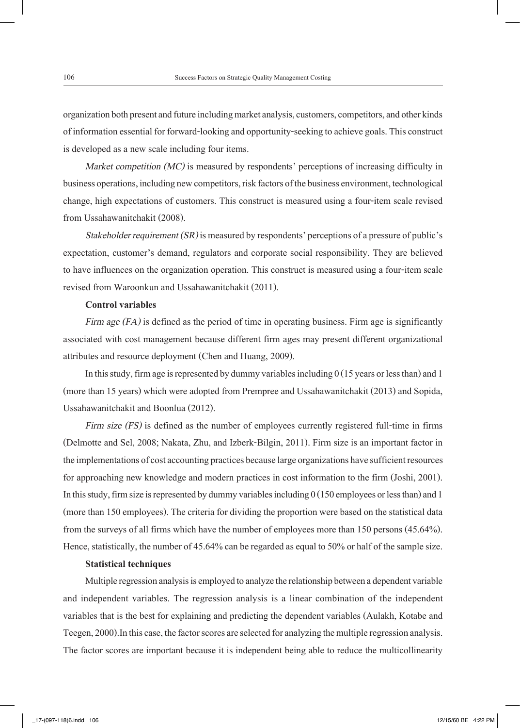organization both present and future including market analysis, customers, competitors, and other kinds of information essential for forward-looking and opportunity-seeking to achieve goals. This construct is developed as a new scale including four items.

*Market competition (MC)* is measured by respondents' perceptions of increasing difficulty in business operations, including new competitors, risk factors of the business environment, technological change, high expectations of customers. This construct is measured using a four-item scale revised from Ussahawanitchakit (2008).

*Stakeholder requirement (SR)* is measured by respondents' perceptions of a pressure of public's expectation, customer's demand, regulators and corporate social responsibility. They are believed to have influences on the organization operation. This construct is measured using a four-item scale revised from Waroonkun and Ussahawanitchakit (2011).

**Control variables**

*Firm age (FA)* is defined as the period of time in operating business. Firm age is significantly associated with cost management because different firm ages may present different organizational attributes and resource deployment (Chen and Huang, 2009).

In this study, firm age is represented by dummy variables including 0 (15 years or less than) and 1 (more than 15 years) which were adopted from Prempree and Ussahawanitchakit (2013) and Sopida, Ussahawanitchakit and Boonlua (2012).

*Firm size (FS)* is defined as the number of employees currently registered full-time in firms (Delmotte and Sel, 2008; Nakata, Zhu, and Izberk-Bilgin, 2011). Firm size is an important factor in the implementations of cost accounting practices because large organizations have sufficient resources for approaching new knowledge and modern practices in cost information to the firm (Joshi, 2001). In this study, firm size is represented by dummy variables including 0 (150 employees or less than) and 1 (more than 150 employees). The criteria for dividing the proportion were based on the statistical data from the surveys of all firms which have the number of employees more than 150 persons (45.64%). Hence, statistically, the number of 45.64% can be regarded as equal to 50% or half of the sample size.

**Statistical techniques**

Multiple regression analysis is employed to analyze the relationship between a dependent variable and independent variables. The regression analysis is a linear combination of the independent variables that is the best for explaining and predicting the dependent variables (Aulakh, Kotabe and Teegen, 2000).In this case, the factor scores are selected for analyzing the multiple regression analysis. The factor scores are important because it is independent being able to reduce the multicollinearity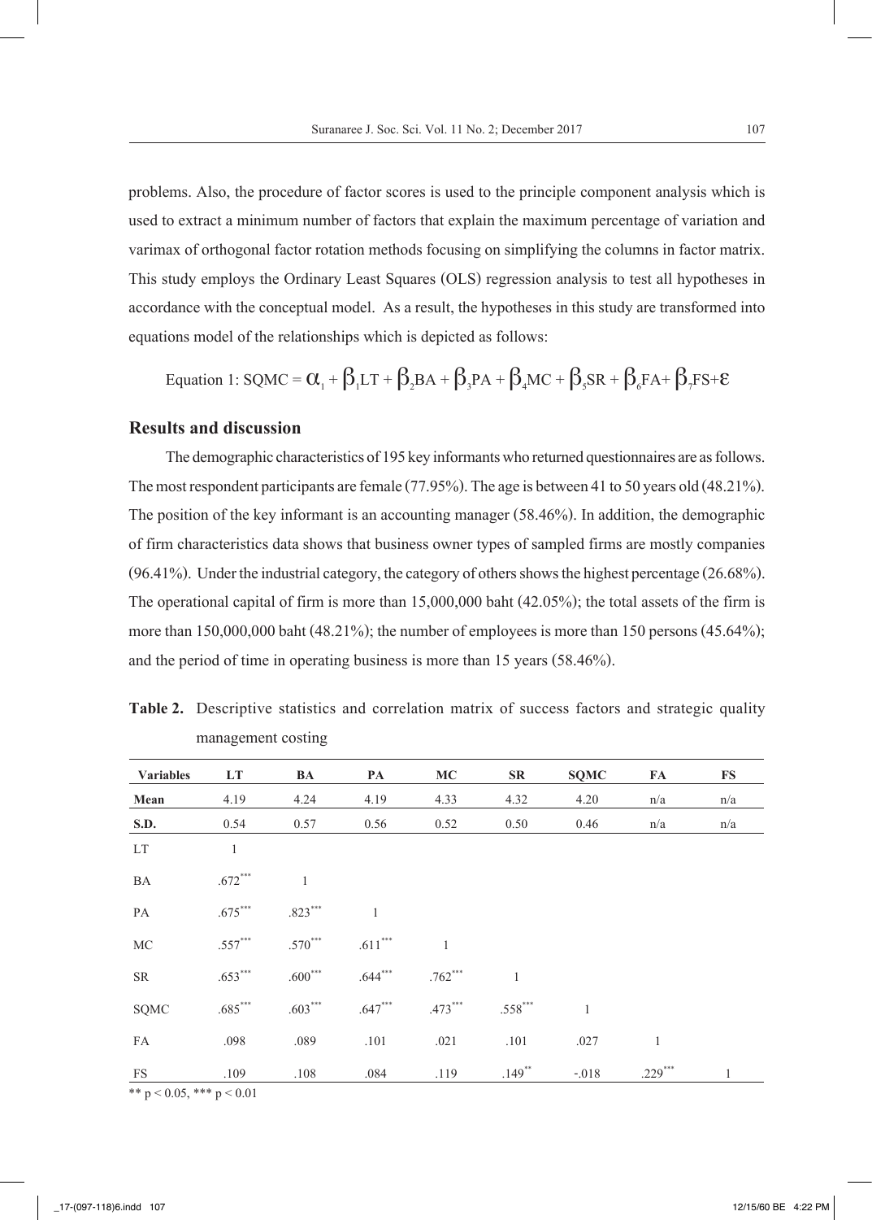problems. Also, the procedure of factor scores is used to the principle component analysis which is used to extract a minimum number of factors that explain the maximum percentage of variation and varimax of orthogonal factor rotation methods focusing on simplifying the columns in factor matrix. This study employs the Ordinary Least Squares (OLS) regression analysis to test all hypotheses in accordance with the conceptual model. As a result, the hypotheses in this study are transformed into equations model of the relationships which is depicted as follows:

$$\text{Equation 1: } SQMC = \alpha_1 + \beta_1 LT + \beta_2 BA + \beta_3 PA + \beta_4 MC + \beta_5 SR + \beta_6 FA + \beta_7 FS + \varepsilon$$

## Results and discussion

The demographic characteristics of 195 key informants who returned questionnaires are as follows. The most respondent participants are female (77.95%). The age is between 41 to 50 years old (48.21%). The position of the key informant is an accounting manager (58.46%). In addition, the demographic of firm characteristics data shows that business owner types of sampled firms are mostly companies (96.41%). Under the industrial category, the category of others shows the highest percentage (26.68%). The operational capital of firm is more than 15,000,000 baht (42.05%); the total assets of the firm is more than 150,000,000 baht (48.21%); the number of employees is more than 150 persons (45.64%); and the period of time in operating business is more than 15 years (58.46%).

**Table 2.** Descriptive statistics and correlation matrix of success factors and strategic quality management costing

| Variables | LT | BA | PA | MC | SR | SQMC | FA | FS |
|---|---|---|---|---|---|---|---|---|
| **Mean** | 4.19 | 4.24 | 4.19 | 4.33 | 4.32 | 4.20 | n/a | n/a |
| **S.D.** | 0.54 | 0.57 | 0.56 | 0.52 | 0.50 | 0.46 | n/a | n/a |
| LT | 1 | | | | | | | |
| BA | .672*** | 1 | | | | | | |
| PA | .675*** | .823*** | 1 | | | | | |
| MC | .557*** | .570*** | .611*** | 1 | | | | |
| SR | .653*** | .600*** | .644*** | .762*** | 1 | | | |
| SQMC | .685*** | .603*** | .647*** | .473*** | .558*** | 1 | | |
| FA | .098 | .089 | .101 | .021 | .101 | .027 | 1 | |
| FS | .109 | .108 | .084 | .119 | .149** | -.018 | .229*** | 1 |

** $p < 0.05$, *** $p < 0.01$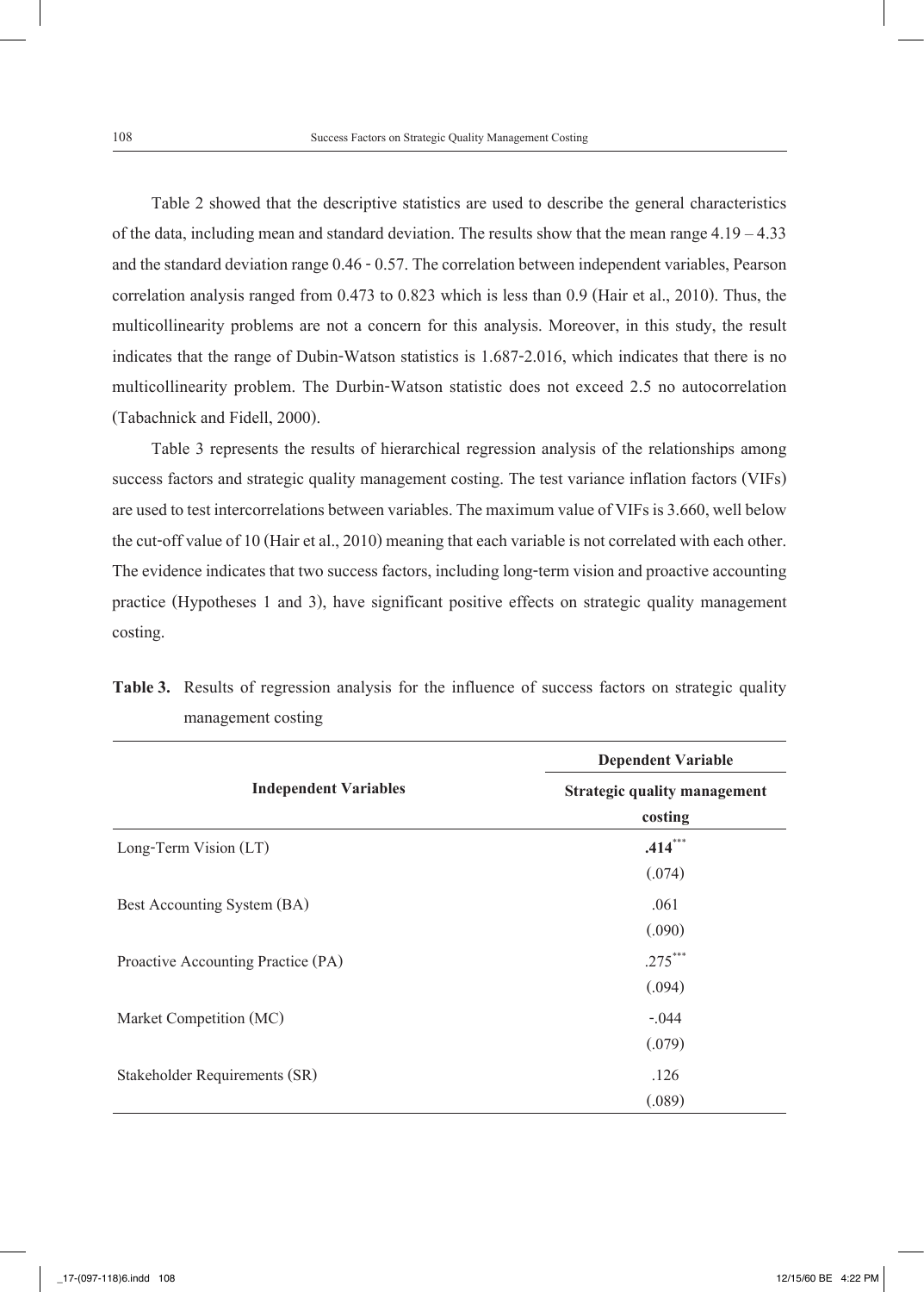Table 2 showed that the descriptive statistics are used to describe the general characteristics of the data, including mean and standard deviation. The results show that the mean range 4.19 – 4.33 and the standard deviation range 0.46 - 0.57. The correlation between independent variables, Pearson correlation analysis ranged from 0.473 to 0.823 which is less than 0.9 (Hair et al., 2010). Thus, the multicollinearity problems are not a concern for this analysis. Moreover, in this study, the result indicates that the range of Dubin-Watson statistics is 1.687-2.016, which indicates that there is no multicollinearity problem. The Durbin-Watson statistic does not exceed 2.5 no autocorrelation (Tabachnick and Fidell, 2000).

Table 3 represents the results of hierarchical regression analysis of the relationships among success factors and strategic quality management costing. The test variance inflation factors (VIFs) are used to test intercorrelations between variables. The maximum value of VIFs is 3.660, well below the cut-off value of 10 (Hair et al., 2010) meaning that each variable is not correlated with each other. The evidence indicates that two success factors, including long-term vision and proactive accounting practice (Hypotheses 1 and 3), have significant positive effects on strategic quality management costing.

**Table 3.** Results of regression analysis for the influence of success factors on strategic quality management costing

| Independent Variables | Dependent Variable |
|---|---|
| | **Strategic quality management costing** |
| Long-Term Vision (LT) | **.414**$^{***}$ |
| | (.074) |
| Best Accounting System (BA) | .061 |
| | (.090) |
| Proactive Accounting Practice (PA) | .275$^{***}$ |
| | (.094) |
| Market Competition (MC) | -.044 |
| | (.079) |
| Stakeholder Requirements (SR) | .126 |
| | (.089) |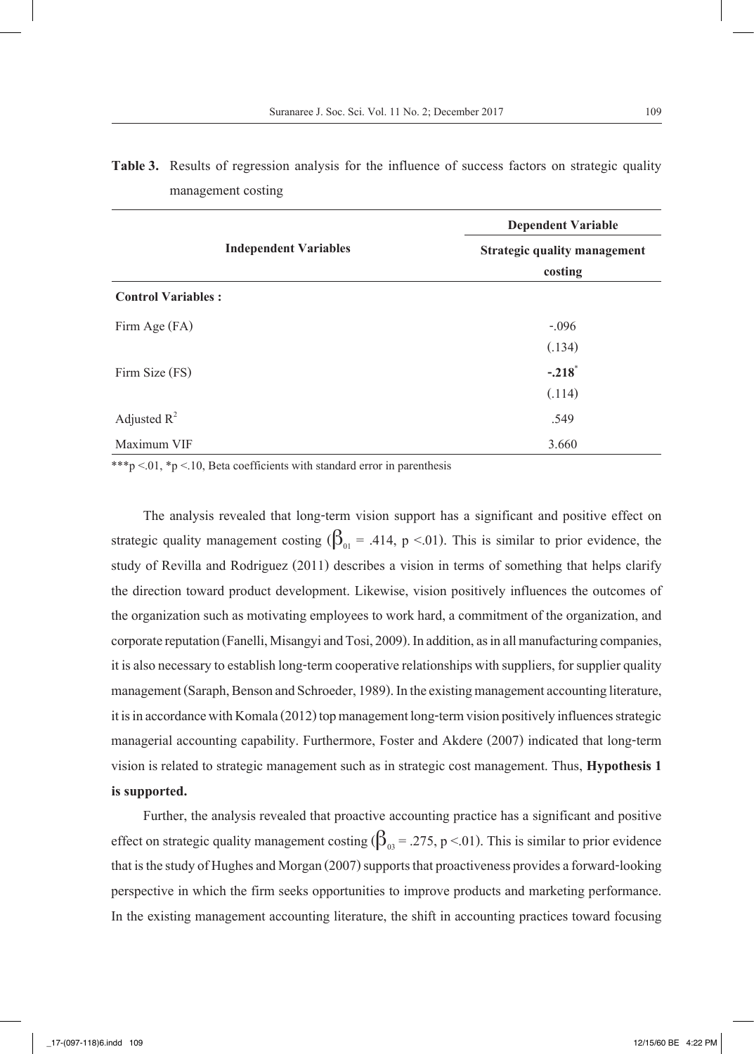**Table 3.** Results of regression analysis for the influence of success factors on strategic quality management costing

| Independent Variables | Dependent Variable |
|---|---|
| | Strategic quality management costing |
| **Control Variables :** | |
| Firm Age (FA) | -.096 |
| | (.134) |
| Firm Size (FS) | **-.218*** |
| | (.114) |
| Adjusted $R^2$ | .549 |
| Maximum VIF | 3.660 |

***p <.01, *p <.10, Beta coefficients with standard error in parenthesis

The analysis revealed that long-term vision support has a significant and positive effect on strategic quality management costing ($\beta_{01}$ = .414, p <.01). This is similar to prior evidence, the study of Revilla and Rodriguez (2011) describes a vision in terms of something that helps clarify the direction toward product development. Likewise, vision positively influences the outcomes of the organization such as motivating employees to work hard, a commitment of the organization, and corporate reputation (Fanelli, Misangyi and Tosi, 2009). In addition, as in all manufacturing companies, it is also necessary to establish long-term cooperative relationships with suppliers, for supplier quality management (Saraph, Benson and Schroeder, 1989). In the existing management accounting literature, it is in accordance with Komala (2012) top management long-term vision positively influences strategic managerial accounting capability. Furthermore, Foster and Akdere (2007) indicated that long-term vision is related to strategic management such as in strategic cost management. Thus, **Hypothesis 1 is supported.**

Further, the analysis revealed that proactive accounting practice has a significant and positive effect on strategic quality management costing ($\beta_{03}$ = .275, p <.01). This is similar to prior evidence that is the study of Hughes and Morgan (2007) supports that proactiveness provides a forward-looking perspective in which the firm seeks opportunities to improve products and marketing performance. In the existing management accounting literature, the shift in accounting practices toward focusing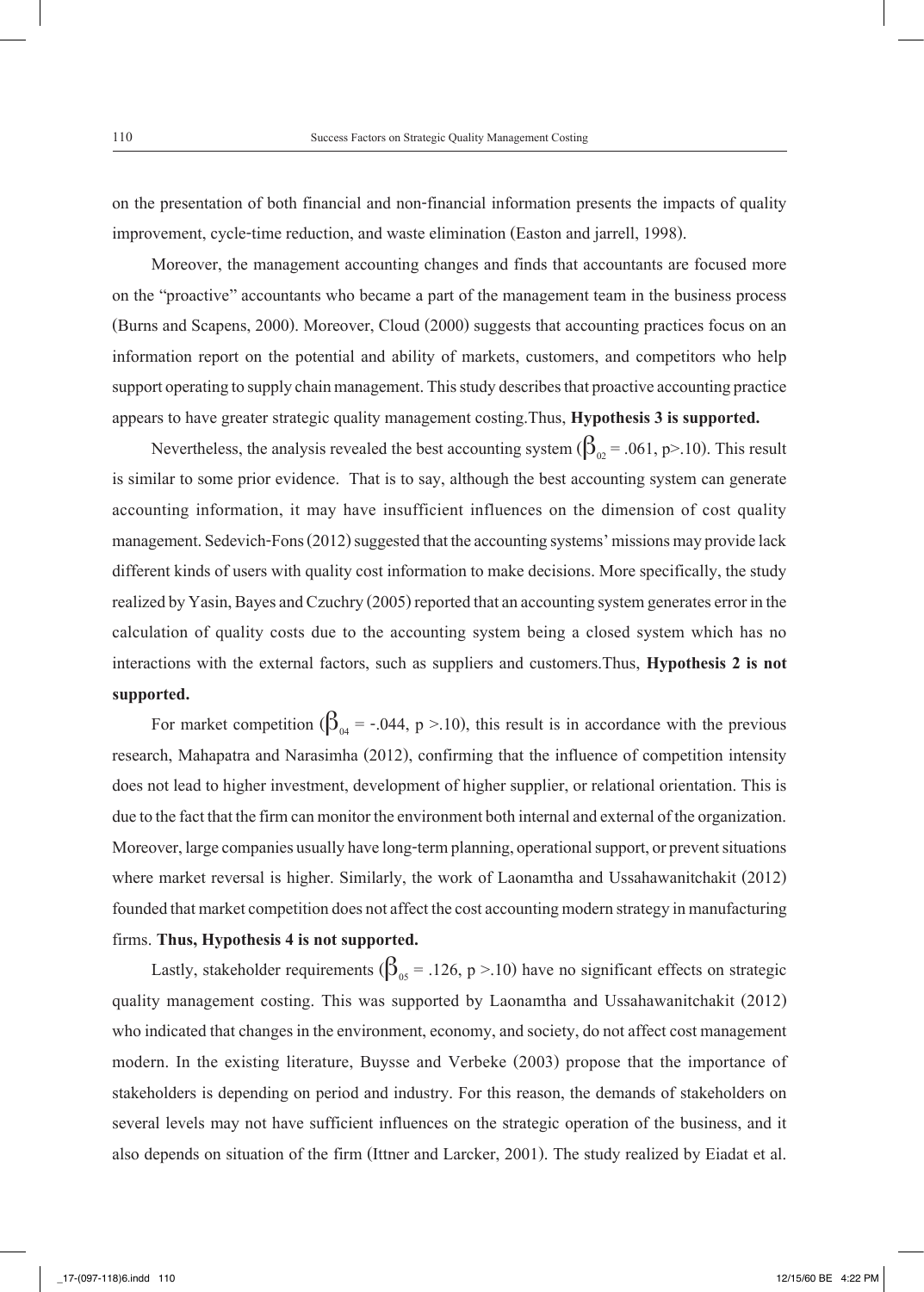on the presentation of both financial and non-financial information presents the impacts of quality improvement, cycle-time reduction, and waste elimination (Easton and jarrell, 1998).

Moreover, the management accounting changes and finds that accountants are focused more on the "proactive" accountants who became a part of the management team in the business process (Burns and Scapens, 2000). Moreover, Cloud (2000) suggests that accounting practices focus on an information report on the potential and ability of markets, customers, and competitors who help support operating to supply chain management. This study describes that proactive accounting practice appears to have greater strategic quality management costing.Thus, **Hypothesis 3 is supported.**

Nevertheless, the analysis revealed the best accounting system ($\beta_{02}$ = .061, p>.10). This result is similar to some prior evidence. That is to say, although the best accounting system can generate accounting information, it may have insufficient influences on the dimension of cost quality management. Sedevich-Fons (2012) suggested that the accounting systems' missions may provide lack different kinds of users with quality cost information to make decisions. More specifically, the study realized by Yasin, Bayes and Czuchry (2005) reported that an accounting system generates error in the calculation of quality costs due to the accounting system being a closed system which has no interactions with the external factors, such as suppliers and customers.Thus, **Hypothesis 2 is not supported.**

For market competition ($\beta_{04}$ = -.044, p >.10), this result is in accordance with the previous research, Mahapatra and Narasimha (2012), confirming that the influence of competition intensity does not lead to higher investment, development of higher supplier, or relational orientation. This is due to the fact that the firm can monitor the environment both internal and external of the organization. Moreover, large companies usually have long-term planning, operational support, or prevent situations where market reversal is higher. Similarly, the work of Laonamtha and Ussahawanitchakit (2012) founded that market competition does not affect the cost accounting modern strategy in manufacturing firms. **Thus, Hypothesis 4 is not supported.**

Lastly, stakeholder requirements ($\beta_{05}$ = .126, p >.10) have no significant effects on strategic quality management costing. This was supported by Laonamtha and Ussahawanitchakit (2012) who indicated that changes in the environment, economy, and society, do not affect cost management modern. In the existing literature, Buysse and Verbeke (2003) propose that the importance of stakeholders is depending on period and industry. For this reason, the demands of stakeholders on several levels may not have sufficient influences on the strategic operation of the business, and it also depends on situation of the firm (Ittner and Larcker, 2001). The study realized by Eiadat et al.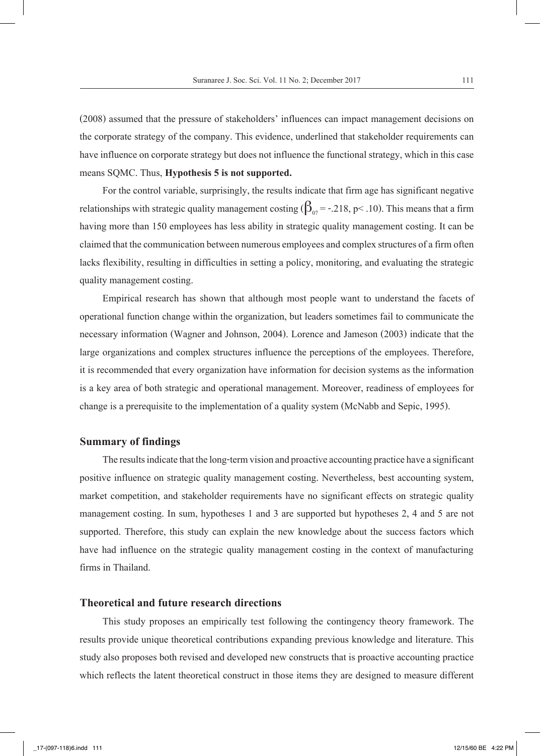(2008) assumed that the pressure of stakeholders' influences can impact management decisions on the corporate strategy of the company. This evidence, underlined that stakeholder requirements can have influence on corporate strategy but does not influence the functional strategy, which in this case means SQMC. Thus, **Hypothesis 5 is not supported.**

For the control variable, surprisingly, the results indicate that firm age has significant negative relationships with strategic quality management costing ($\beta_{07} = -.218$, $p < .10$). This means that a firm having more than 150 employees has less ability in strategic quality management costing. It can be claimed that the communication between numerous employees and complex structures of a firm often lacks flexibility, resulting in difficulties in setting a policy, monitoring, and evaluating the strategic quality management costing.

Empirical research has shown that although most people want to understand the facets of operational function change within the organization, but leaders sometimes fail to communicate the necessary information (Wagner and Johnson, 2004). Lorence and Jameson (2003) indicate that the large organizations and complex structures influence the perceptions of the employees. Therefore, it is recommended that every organization have information for decision systems as the information is a key area of both strategic and operational management. Moreover, readiness of employees for change is a prerequisite to the implementation of a quality system (McNabb and Sepic, 1995).

## Summary of findings

The results indicate that the long-term vision and proactive accounting practice have a significant positive influence on strategic quality management costing. Nevertheless, best accounting system, market competition, and stakeholder requirements have no significant effects on strategic quality management costing. In sum, hypotheses 1 and 3 are supported but hypotheses 2, 4 and 5 are not supported. Therefore, this study can explain the new knowledge about the success factors which have had influence on the strategic quality management costing in the context of manufacturing firms in Thailand.

## Theoretical and future research directions

This study proposes an empirically test following the contingency theory framework. The results provide unique theoretical contributions expanding previous knowledge and literature. This study also proposes both revised and developed new constructs that is proactive accounting practice which reflects the latent theoretical construct in those items they are designed to measure different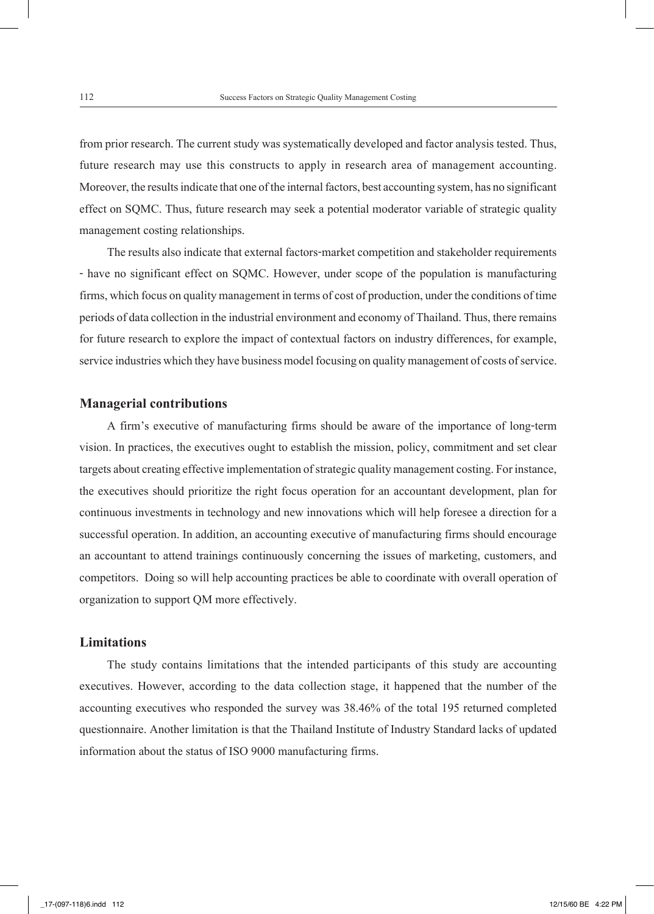from prior research. The current study was systematically developed and factor analysis tested. Thus, future research may use this constructs to apply in research area of management accounting. Moreover, the results indicate that one of the internal factors, best accounting system, has no significant effect on SQMC. Thus, future research may seek a potential moderator variable of strategic quality management costing relationships.

The results also indicate that external factors-market competition and stakeholder requirements - have no significant effect on SQMC. However, under scope of the population is manufacturing firms, which focus on quality management in terms of cost of production, under the conditions of time periods of data collection in the industrial environment and economy of Thailand. Thus, there remains for future research to explore the impact of contextual factors on industry differences, for example, service industries which they have business model focusing on quality management of costs of service.

### Managerial contributions

A firm's executive of manufacturing firms should be aware of the importance of long-term vision. In practices, the executives ought to establish the mission, policy, commitment and set clear targets about creating effective implementation of strategic quality management costing. For instance, the executives should prioritize the right focus operation for an accountant development, plan for continuous investments in technology and new innovations which will help foresee a direction for a successful operation. In addition, an accounting executive of manufacturing firms should encourage an accountant to attend trainings continuously concerning the issues of marketing, customers, and competitors. Doing so will help accounting practices be able to coordinate with overall operation of organization to support QM more effectively.

### Limitations

The study contains limitations that the intended participants of this study are accounting executives. However, according to the data collection stage, it happened that the number of the accounting executives who responded the survey was 38.46% of the total 195 returned completed questionnaire. Another limitation is that the Thailand Institute of Industry Standard lacks of updated information about the status of ISO 9000 manufacturing firms.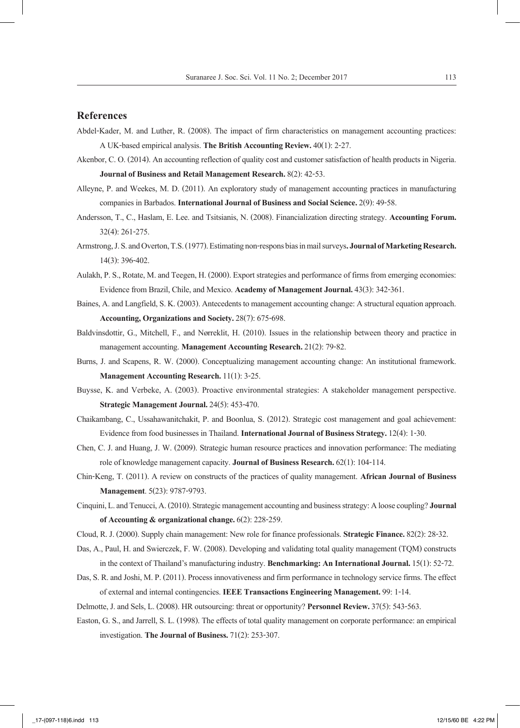## References

Abdel-Kader, M. and Luther, R. (2008). The impact of firm characteristics on management accounting practices: A UK-based empirical analysis. **The British Accounting Review.** 40(1): 2-27.

Akenbor, C. O. (2014). An accounting reflection of quality cost and customer satisfaction of health products in Nigeria. **Journal of Business and Retail Management Research.** 8(2): 42-53.

Alleyne, P. and Weekes, M. D. (2011). An exploratory study of management accounting practices in manufacturing companies in Barbados. **International Journal of Business and Social Science.** 2(9): 49-58.

Andersson, T., C., Haslam, E. Lee. and Tsitsianis, N. (2008). Financialization directing strategy. **Accounting Forum.** 32(4): 261-275.

Armstrong, J. S. and Overton, T.S. (1977). Estimating non-respons bias in mail surveys**. Journal of Marketing Research.** 14(3): 396-402.

Aulakh, P. S., Rotate, M. and Teegen, H. (2000). Export strategies and performance of firms from emerging economies: Evidence from Brazil, Chile, and Mexico. **Academy of Management Journal.** 43(3): 342-361.

Baines, A. and Langfield, S. K. (2003). Antecedents to management accounting change: A structural equation approach. **Accounting, Organizations and Society.** 28(7): 675-698.

Baldvinsdottir, G., Mitchell, F., and Nørreklit, H. (2010). Issues in the relationship between theory and practice in management accounting. **Management Accounting Research.** 21(2): 79-82.

Burns, J. and Scapens, R. W. (2000). Conceptualizing management accounting change: An institutional framework. **Management Accounting Research.** 11(1): 3-25.

Buysse, K. and Verbeke, A. (2003). Proactive environmental strategies: A stakeholder management perspective. **Strategic Management Journal.** 24(5): 453-470.

Chaikambang, C., Ussahawanitchakit, P. and Boonlua, S. (2012). Strategic cost management and goal achievement: Evidence from food businesses in Thailand. **International Journal of Business Strategy.** 12(4): 1-30.

Chen, C. J. and Huang, J. W. (2009). Strategic human resource practices and innovation performance: The mediating role of knowledge management capacity. **Journal of Business Research.** 62(1): 104-114.

Chin-Keng, T. (2011). A review on constructs of the practices of quality management. **African Journal of Business Management**. 5(23): 9787-9793.

Cinquini, L. and Tenucci, A. (2010). Strategic management accounting and business strategy: A loose coupling? **Journal of Accounting & organizational change.** 6(2): 228-259.

Cloud, R. J. (2000). Supply chain management: New role for finance professionals. **Strategic Finance.** 82(2): 28-32.

Das, A., Paul, H. and Swierczek, F. W. (2008). Developing and validating total quality management (TQM) constructs in the context of Thailand's manufacturing industry. **Benchmarking: An International Journal.** 15(1): 52-72.

Das, S. R. and Joshi, M. P. (2011). Process innovativeness and firm performance in technology service firms. The effect of external and internal contingencies. **IEEE Transactions Engineering Management.** 99: 1-14.

Delmotte, J. and Sels, L. (2008). HR outsourcing: threat or opportunity? **Personnel Review.** 37(5): 543-563.

Easton, G. S., and Jarrell, S. L. (1998). The effects of total quality management on corporate performance: an empirical investigation. **The Journal of Business.** 71(2): 253-307.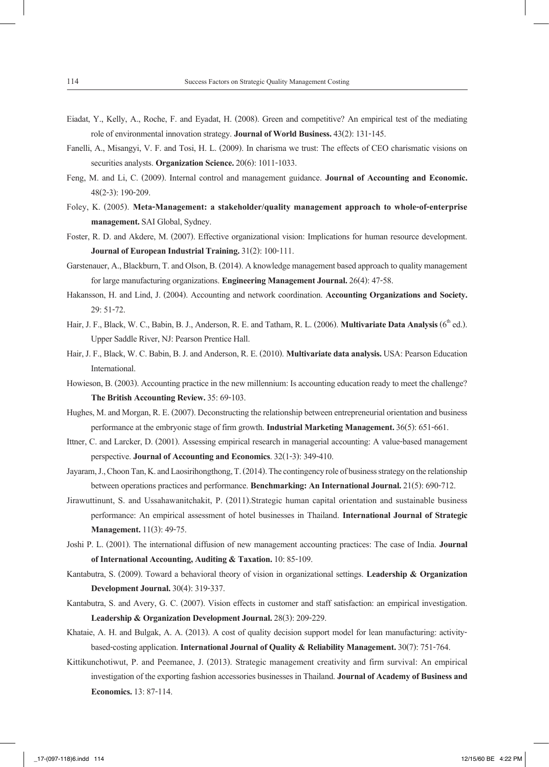Eiadat, Y., Kelly, A., Roche, F. and Eyadat, H. (2008). Green and competitive? An empirical test of the mediating role of environmental innovation strategy. **Journal of World Business.** 43(2): 131-145.

Fanelli, A., Misangyi, V. F. and Tosi, H. L. (2009). In charisma we trust: The effects of CEO charismatic visions on securities analysts. **Organization Science.** 20(6): 1011-1033.

Feng, M. and Li, C. (2009). Internal control and management guidance. **Journal of Accounting and Economic.** 48(2-3): 190-209.

Foley, K. (2005). **Meta-Management: a stakeholder/quality management approach to whole-of-enterprise management.** SAI Global, Sydney.

Foster, R. D. and Akdere, M. (2007). Effective organizational vision: Implications for human resource development. **Journal of European Industrial Training.** 31(2): 100-111.

Garstenauer, A., Blackburn, T. and Olson, B. (2014). A knowledge management based approach to quality management for large manufacturing organizations. **Engineering Management Journal.** 26(4): 47-58.

Hakansson, H. and Lind, J. (2004). Accounting and network coordination. **Accounting Organizations and Society.** 29: 51-72.

Hair, J. F., Black, W. C., Babin, B. J., Anderson, R. E. and Tatham, R. L. (2006). **Multivariate Data Analysis** (6th ed.). Upper Saddle River, NJ: Pearson Prentice Hall.

Hair, J. F., Black, W. C. Babin, B. J. and Anderson, R. E. (2010). **Multivariate data analysis.** USA: Pearson Education International.

Howieson, B. (2003). Accounting practice in the new millennium: Is accounting education ready to meet the challenge? **The British Accounting Review.** 35: 69-103.

Hughes, M. and Morgan, R. E. (2007). Deconstructing the relationship between entrepreneurial orientation and business performance at the embryonic stage of firm growth. **Industrial Marketing Management.** 36(5): 651-661.

Ittner, C. and Larcker, D. (2001). Assessing empirical research in managerial accounting: A value-based management perspective. **Journal of Accounting and Economics**. 32(1-3): 349-410.

Jayaram, J., Choon Tan, K. and Laosirihongthong, T. (2014). The contingency role of business strategy on the relationship between operations practices and performance. **Benchmarking: An International Journal.** 21(5): 690-712.

Jirawuttinunt, S. and Ussahawanitchakit, P. (2011).Strategic human capital orientation and sustainable business performance: An empirical assessment of hotel businesses in Thailand. **International Journal of Strategic Management.** 11(3): 49-75.

Joshi P. L. (2001). The international diffusion of new management accounting practices: The case of India. **Journal of International Accounting, Auditing & Taxation.** 10: 85-109.

Kantabutra, S. (2009). Toward a behavioral theory of vision in organizational settings. **Leadership & Organization Development Journal.** 30(4): 319-337.

Kantabutra, S. and Avery, G. C. (2007). Vision effects in customer and staff satisfaction: an empirical investigation. **Leadership & Organization Development Journal.** 28(3): 209-229.

Khataie, A. H. and Bulgak, A. A. (2013). A cost of quality decision support model for lean manufacturing: activity-based-costing application. **International Journal of Quality & Reliability Management.** 30(7): 751-764.

Kittikunchotiwut, P. and Peemanee, J. (2013). Strategic management creativity and firm survival: An empirical investigation of the exporting fashion accessories businesses in Thailand. **Journal of Academy of Business and Economics.** 13: 87-114.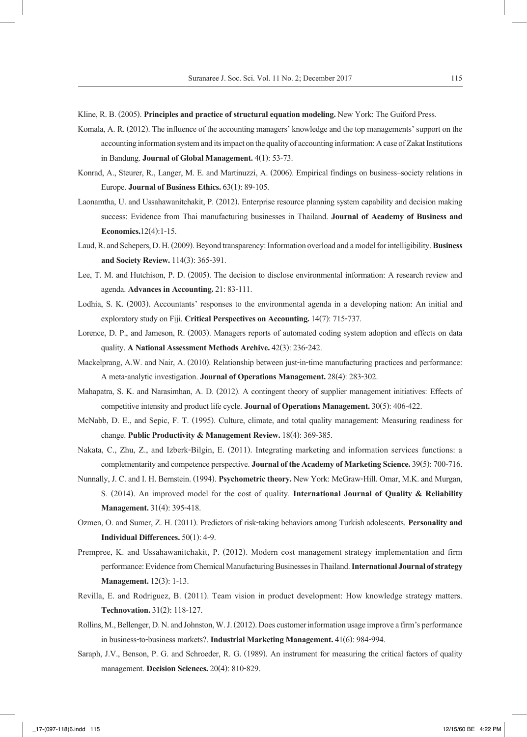Kline, R. B. (2005). **Principles and practice of structural equation modeling.** New York: The Guiford Press.

Komala, A. R. (2012). The influence of the accounting managers' knowledge and the top managements' support on the accounting information system and its impact on the quality of accounting information: A case of Zakat Institutions in Bandung. **Journal of Global Management.** 4(1): 53-73.

Konrad, A., Steurer, R., Langer, M. E. and Martinuzzi, A. (2006). Empirical findings on business–society relations in Europe. **Journal of Business Ethics.** 63(1): 89-105.

Laonamtha, U. and Ussahawanitchakit, P. (2012). Enterprise resource planning system capability and decision making success: Evidence from Thai manufacturing businesses in Thailand. **Journal of Academy of Business and Economics.**12(4):1-15.

Laud, R. and Schepers, D. H. (2009). Beyond transparency: Information overload and a model for intelligibility. **Business and Society Review.** 114(3): 365-391.

Lee, T. M. and Hutchison, P. D. (2005). The decision to disclose environmental information: A research review and agenda. **Advances in Accounting.** 21: 83-111.

Lodhia, S. K. (2003). Accountants' responses to the environmental agenda in a developing nation: An initial and exploratory study on Fiji. **Critical Perspectives on Accounting.** 14(7): 715-737.

Lorence, D. P., and Jameson, R. (2003). Managers reports of automated coding system adoption and effects on data quality. **A National Assessment Methods Archive.** 42(3): 236-242.

Mackelprang, A.W. and Nair, A. (2010). Relationship between just-in-time manufacturing practices and performance: A meta-analytic investigation. **Journal of Operations Management.** 28(4): 283-302.

Mahapatra, S. K. and Narasimhan, A. D. (2012). A contingent theory of supplier management initiatives: Effects of competitive intensity and product life cycle. **Journal of Operations Management.** 30(5): 406-422.

McNabb, D. E., and Sepic, F. T. (1995). Culture, climate, and total quality management: Measuring readiness for change. **Public Productivity & Management Review.** 18(4): 369-385.

Nakata, C., Zhu, Z., and Izberk-Bilgin, E. (2011). Integrating marketing and information services functions: a complementarity and competence perspective. **Journal of the Academy of Marketing Science.** 39(5): 700-716.

Nunnally, J. C. and I. H. Bernstein. (1994). **Psychometric theory.** New York: McGraw-Hill. Omar, M.K. and Murgan, S. (2014). An improved model for the cost of quality. **International Journal of Quality & Reliability Management.** 31(4): 395-418.

Ozmen, O. and Sumer, Z. H. (2011). Predictors of risk-taking behaviors among Turkish adolescents. **Personality and Individual Differences.** 50(1): 4-9.

Prempree, K. and Ussahawanitchakit, P. (2012). Modern cost management strategy implementation and firm performance: Evidence from Chemical Manufacturing Businesses in Thailand. **International Journal of strategy Management.** 12(3): 1-13.

Revilla, E. and Rodriguez, B. (2011). Team vision in product development: How knowledge strategy matters. **Technovation.** 31(2): 118-127.

Rollins, M., Bellenger, D. N. and Johnston, W. J. (2012). Does customer information usage improve a firm's performance in business-to-business markets?. **Industrial Marketing Management.** 41(6): 984-994.

Saraph, J.V., Benson, P. G. and Schroeder, R. G. (1989). An instrument for measuring the critical factors of quality management. **Decision Sciences.** 20(4): 810-829.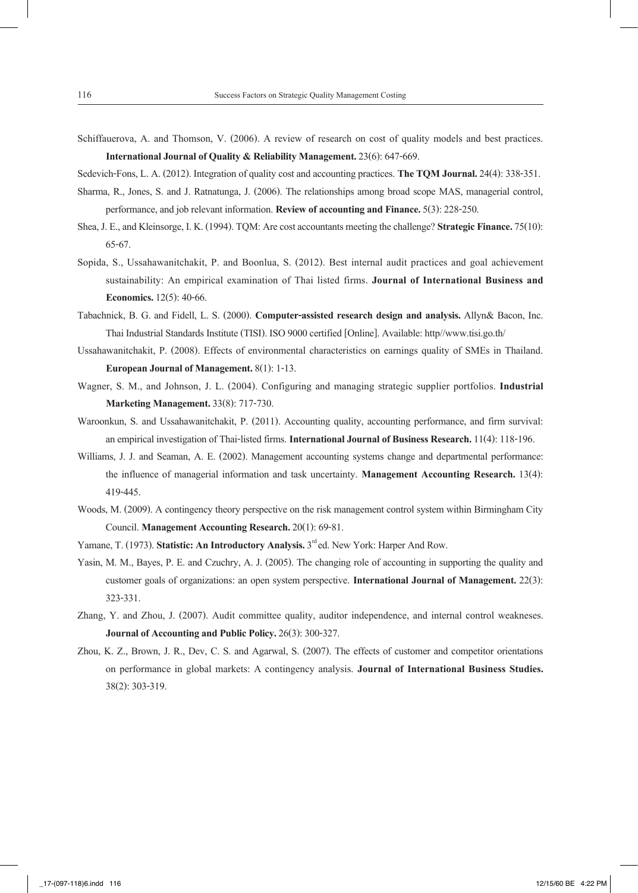Schiffauerova, A. and Thomson, V. (2006). A review of research on cost of quality models and best practices. **International Journal of Quality & Reliability Management.** 23(6): 647-669.

Sedevich-Fons, L. A. (2012). Integration of quality cost and accounting practices. **The TQM Journal.** 24(4): 338-351.

Sharma, R., Jones, S. and J. Ratnatunga, J. (2006). The relationships among broad scope MAS, managerial control, performance, and job relevant information. **Review of accounting and Finance.** 5(3): 228-250.

Shea, J. E., and Kleinsorge, I. K. (1994). TQM: Are cost accountants meeting the challenge? **Strategic Finance.** 75(10): 65-67.

Sopida, S., Ussahawanitchakit, P. and Boonlua, S. (2012). Best internal audit practices and goal achievement sustainability: An empirical examination of Thai listed firms. **Journal of International Business and Economics.** 12(5): 40-66.

Tabachnick, B. G. and Fidell, L. S. (2000). **Computer-assisted research design and analysis.** Allyn& Bacon, Inc. Thai Industrial Standards Institute (TISI). ISO 9000 certified [Online]. Available: http//www.tisi.go.th/

Ussahawanitchakit, P. (2008). Effects of environmental characteristics on earnings quality of SMEs in Thailand. **European Journal of Management.** 8(1): 1-13.

Wagner, S. M., and Johnson, J. L. (2004). Configuring and managing strategic supplier portfolios. **Industrial Marketing Management.** 33(8): 717-730.

Waroonkun, S. and Ussahawanitchakit, P. (2011). Accounting quality, accounting performance, and firm survival: an empirical investigation of Thai-listed firms. **International Journal of Business Research.** 11(4): 118-196.

Williams, J. J. and Seaman, A. E. (2002). Management accounting systems change and departmental performance: the influence of managerial information and task uncertainty. **Management Accounting Research.** 13(4): 419-445.

Woods, M. (2009). A contingency theory perspective on the risk management control system within Birmingham City Council. **Management Accounting Research.** 20(1): 69-81.

Yamane, T. (1973). **Statistic: An Introductory Analysis.** 3rd ed. New York: Harper And Row.

Yasin, M. M., Bayes, P. E. and Czuchry, A. J. (2005). The changing role of accounting in supporting the quality and customer goals of organizations: an open system perspective. **International Journal of Management.** 22(3): 323-331.

Zhang, Y. and Zhou, J. (2007). Audit committee quality, auditor independence, and internal control weaknesses. **Journal of Accounting and Public Policy.** 26(3): 300-327.

Zhou, K. Z., Brown, J. R., Dev, C. S. and Agarwal, S. (2007). The effects of customer and competitor orientations on performance in global markets: A contingency analysis. **Journal of International Business Studies.** 38(2): 303-319.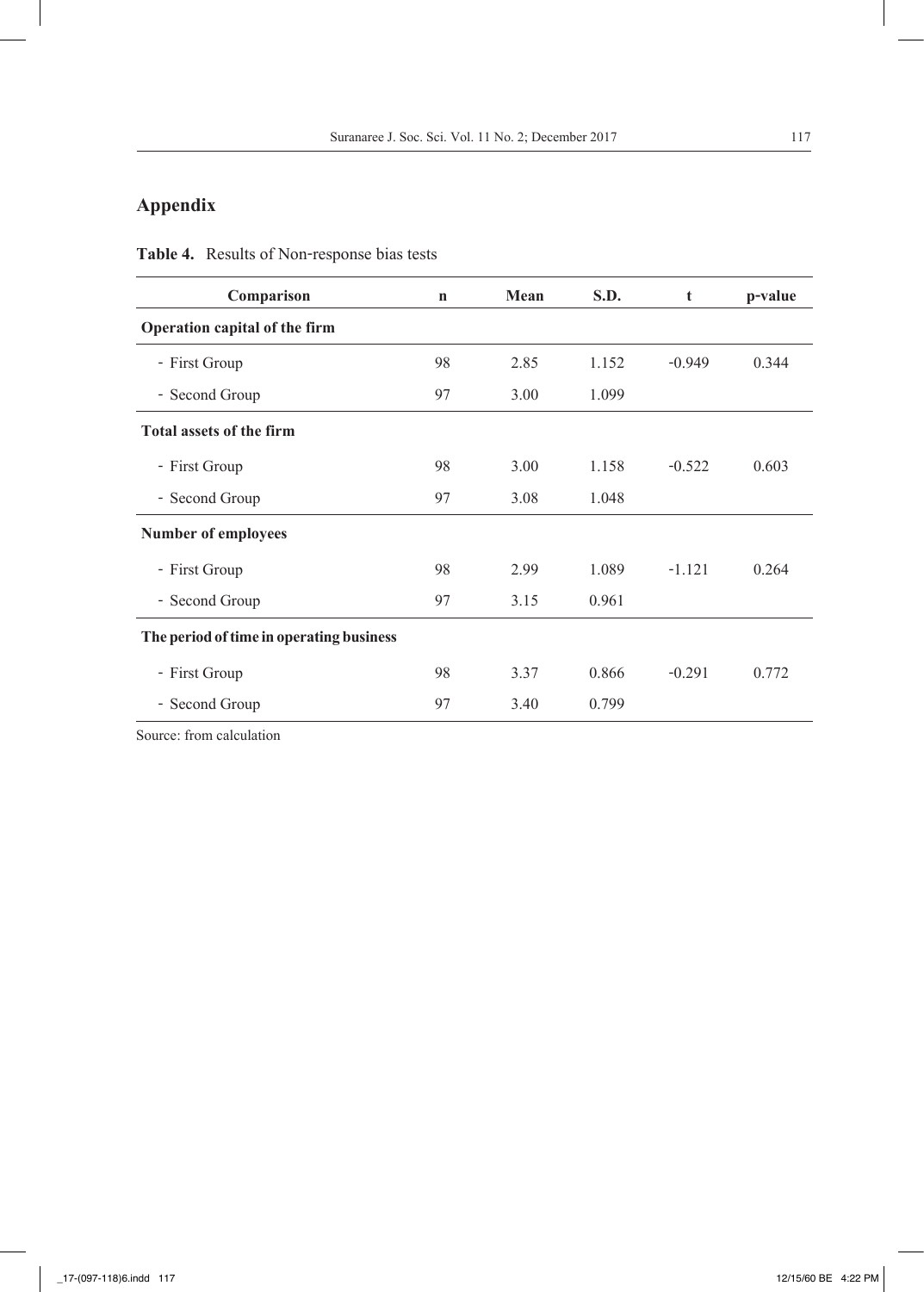## Appendix

**Table 4.** Results of Non-response bias tests

| Comparison | n | Mean | S.D. | t | p-value |
|---|---|---|---|---|---|
| **Operation capital of the firm** | | | | | |
| - First Group | 98 | 2.85 | 1.152 | -0.949 | 0.344 |
| - Second Group | 97 | 3.00 | 1.099 | | |
| **Total assets of the firm** | | | | | |
| - First Group | 98 | 3.00 | 1.158 | -0.522 | 0.603 |
| - Second Group | 97 | 3.08 | 1.048 | | |
| **Number of employees** | | | | | |
| - First Group | 98 | 2.99 | 1.089 | -1.121 | 0.264 |
| - Second Group | 97 | 3.15 | 0.961 | | |
| **The period of time in operating business** | | | | | |
| - First Group | 98 | 3.37 | 0.866 | -0.291 | 0.772 |
| - Second Group | 97 | 3.40 | 0.799 | | |

Source: from calculation